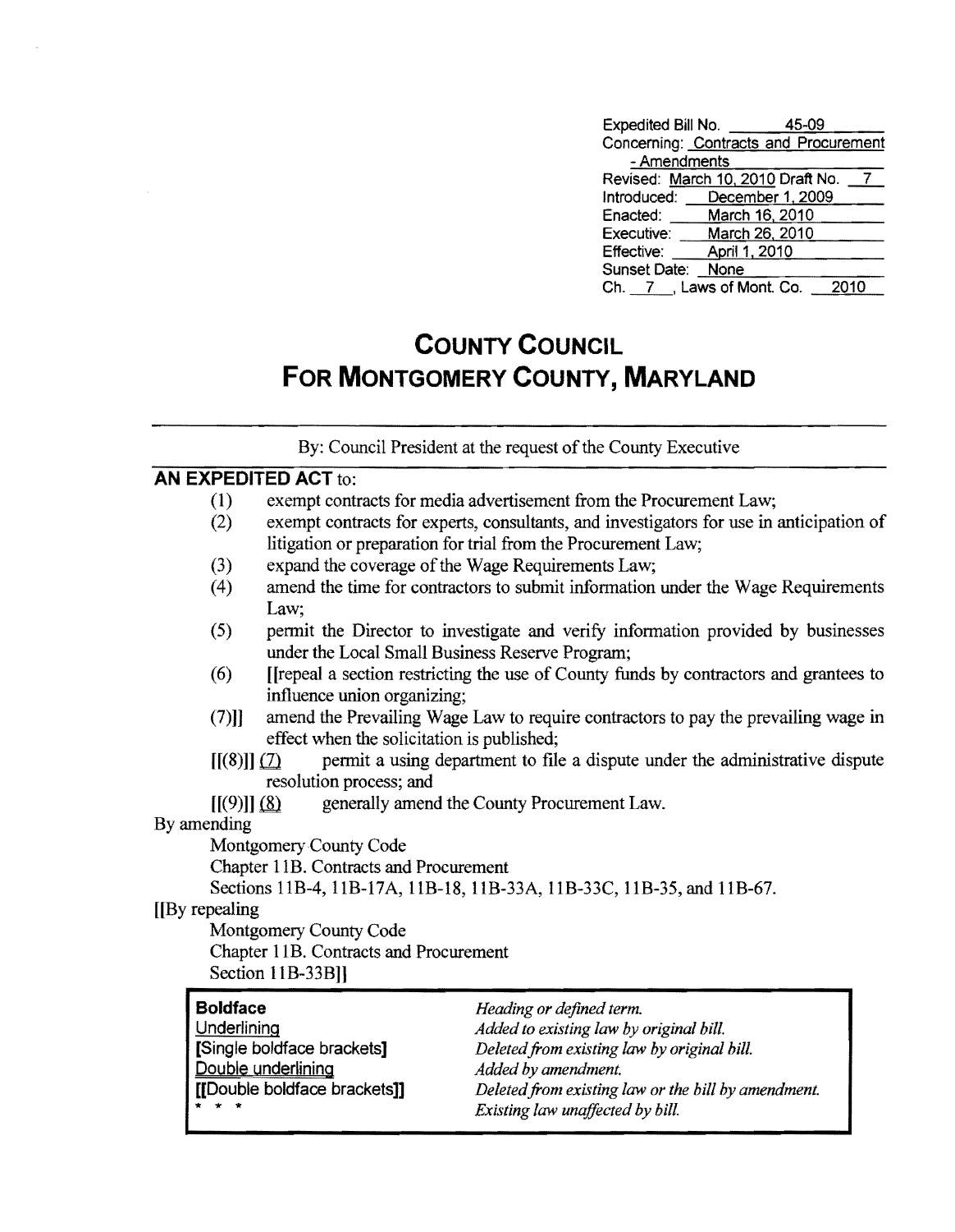Expedited Bill No. 45-09
Concerning: Contracts and Procurement - Amendments
Revised: March 10, 2010 Draft No. 7
Introduced: December 1, 2009
Enacted: March 16, 2010
Executive: March 26, 2010
Effective: April 1, 2010
Sunset Date: None
Ch. 7, Laws of Mont. Co. 2010

# COUNTY COUNCIL
# FOR MONTGOMERY COUNTY, MARYLAND

By: Council President at the request of the County Executive

**AN EXPEDITED ACT** to:

(1) exempt contracts for media advertisement from the Procurement Law;
(2) exempt contracts for experts, consultants, and investigators for use in anticipation of litigation or preparation for trial from the Procurement Law;
(3) expand the coverage of the Wage Requirements Law;
(4) amend the time for contractors to submit information under the Wage Requirements Law;
(5) permit the Director to investigate and verify information provided by businesses under the Local Small Business Reserve Program;
(6) [[repeal a section restricting the use of County funds by contractors and grantees to influence union organizing;
(7)]] amend the Prevailing Wage Law to require contractors to pay the prevailing wage in effect when the solicitation is published;
[[(8)]] (7) permit a using department to file a dispute under the administrative dispute resolution process; and
[[(9)]] (8) generally amend the County Procurement Law.

By amending
Montgomery County Code
Chapter 11B. Contracts and Procurement
Sections 11B-4, 11B-17A, 11B-18, 11B-33A, 11B-33C, 11B-35, and 11B-67.

[[By repealing
Montgomery County Code
Chapter 11B. Contracts and Procurement
Section 11B-33B]]

| | |
|---|---|
| **Boldface** | *Heading or defined term.* |
| Underlining | *Added to existing law by original bill.* |
| **[Single boldface brackets]** | *Deleted from existing law by original bill.* |
| Double underlining | *Added by amendment.* |
| **[[Double boldface brackets]]** | *Deleted from existing law or the bill by amendment.* |
| * * * | *Existing law unaffected by bill.* |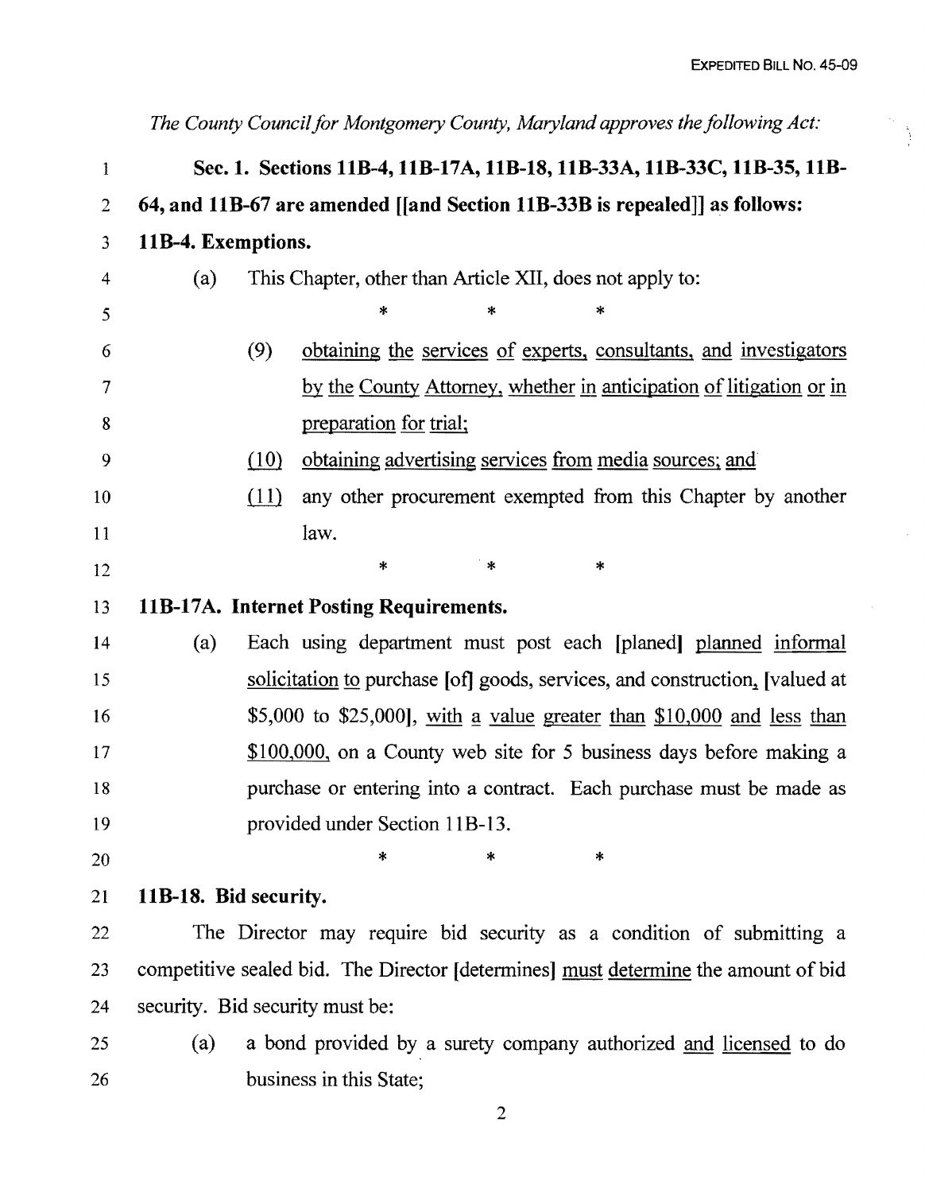*The County Council for Montgomery County, Maryland approves the following Act:*

**Sec. 1. Sections 11B-4, 11B-17A, 11B-18, 11B-33A, 11B-33C, 11B-35, 11B-64, and 11B-67 are amended [[and Section 11B-33B is repealed]] as follows:**

**11B-4. Exemptions.**

(a) This Chapter, other than Article XII, does not apply to:

\* \* \*

(9) obtaining the services of experts, consultants, and investigators by the County Attorney, whether in anticipation of litigation or in preparation for trial;

(10) obtaining advertising services from media sources; and

(11) any other procurement exempted from this Chapter by another law.

\* \* \*

**11B-17A. Internet Posting Requirements.**

(a) Each using department must post each [planed] planned informal solicitation to purchase [of] goods, services, and construction, [valued at $5,000 to $25,000], with a value greater than $10,000 and less than $100,000, on a County web site for 5 business days before making a purchase or entering into a contract. Each purchase must be made as provided under Section 11B-13.

\* \* \*

**11B-18. Bid security.**

The Director may require bid security as a condition of submitting a competitive sealed bid. The Director [determines] must determine the amount of bid security. Bid security must be:

(a) a bond provided by a surety company authorized and licensed to do business in this State;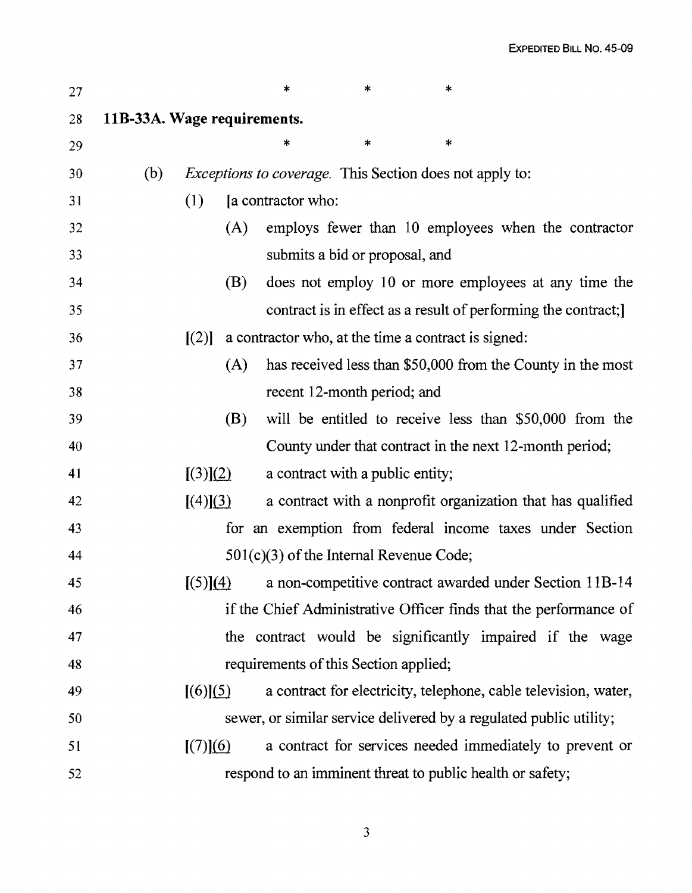\*   \*   \*

**11B-33A. Wage requirements.**

\*   \*   \*

(b) *Exceptions to coverage.* This Section does not apply to:

(1) [a contractor who:

(A) employs fewer than 10 employees when the contractor submits a bid or proposal, and

(B) does not employ 10 or more employees at any time the contract is in effect as a result of performing the contract;]

[(2)] a contractor who, at the time a contract is signed:

(A) has received less than $50,000 from the County in the most recent 12-month period; and

(B) will be entitled to receive less than $50,000 from the County under that contract in the next 12-month period;

[(3)]<u>(2)</u> a contract with a public entity;

[(4)]<u>(3)</u> a contract with a nonprofit organization that has qualified for an exemption from federal income taxes under Section 501(c)(3) of the Internal Revenue Code;

[(5)]<u>(4)</u> a non-competitive contract awarded under Section 11B-14 if the Chief Administrative Officer finds that the performance of the contract would be significantly impaired if the wage requirements of this Section applied;

[(6)]<u>(5)</u> a contract for electricity, telephone, cable television, water, sewer, or similar service delivered by a regulated public utility;

[(7)]<u>(6)</u> a contract for services needed immediately to prevent or respond to an imminent threat to public health or safety;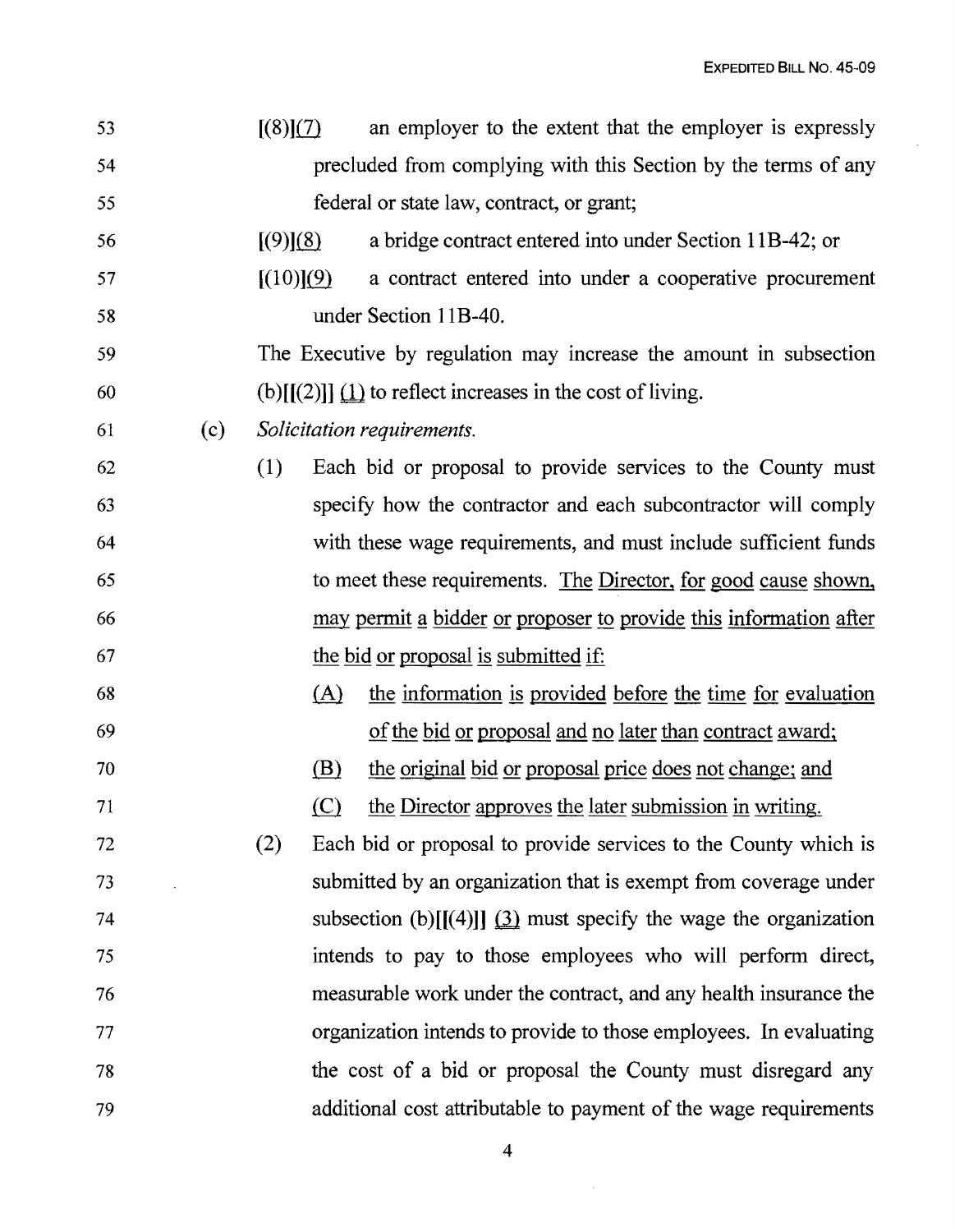[(8)](7) an employer to the extent that the employer is expressly precluded from complying with this Section by the terms of any federal or state law, contract, or grant;

[(9)](8) a bridge contract entered into under Section 11B-42; or

[(10)](9) a contract entered into under a cooperative procurement under Section 11B-40.

The Executive by regulation may increase the amount in subsection (b)[[(2)]] (1) to reflect increases in the cost of living.

(c) *Solicitation requirements.*

(1) Each bid or proposal to provide services to the County must specify how the contractor and each subcontractor will comply with these wage requirements, and must include sufficient funds to meet these requirements. The Director, for good cause shown, may permit a bidder or proposer to provide this information after the bid or proposal is submitted if:

(A) the information is provided before the time for evaluation of the bid or proposal and no later than contract award;

(B) the original bid or proposal price does not change; and

(C) the Director approves the later submission in writing.

(2) Each bid or proposal to provide services to the County which is submitted by an organization that is exempt from coverage under subsection (b)[[(4)]] (3) must specify the wage the organization intends to pay to those employees who will perform direct, measurable work under the contract, and any health insurance the organization intends to provide to those employees. In evaluating the cost of a bid or proposal the County must disregard any additional cost attributable to payment of the wage requirements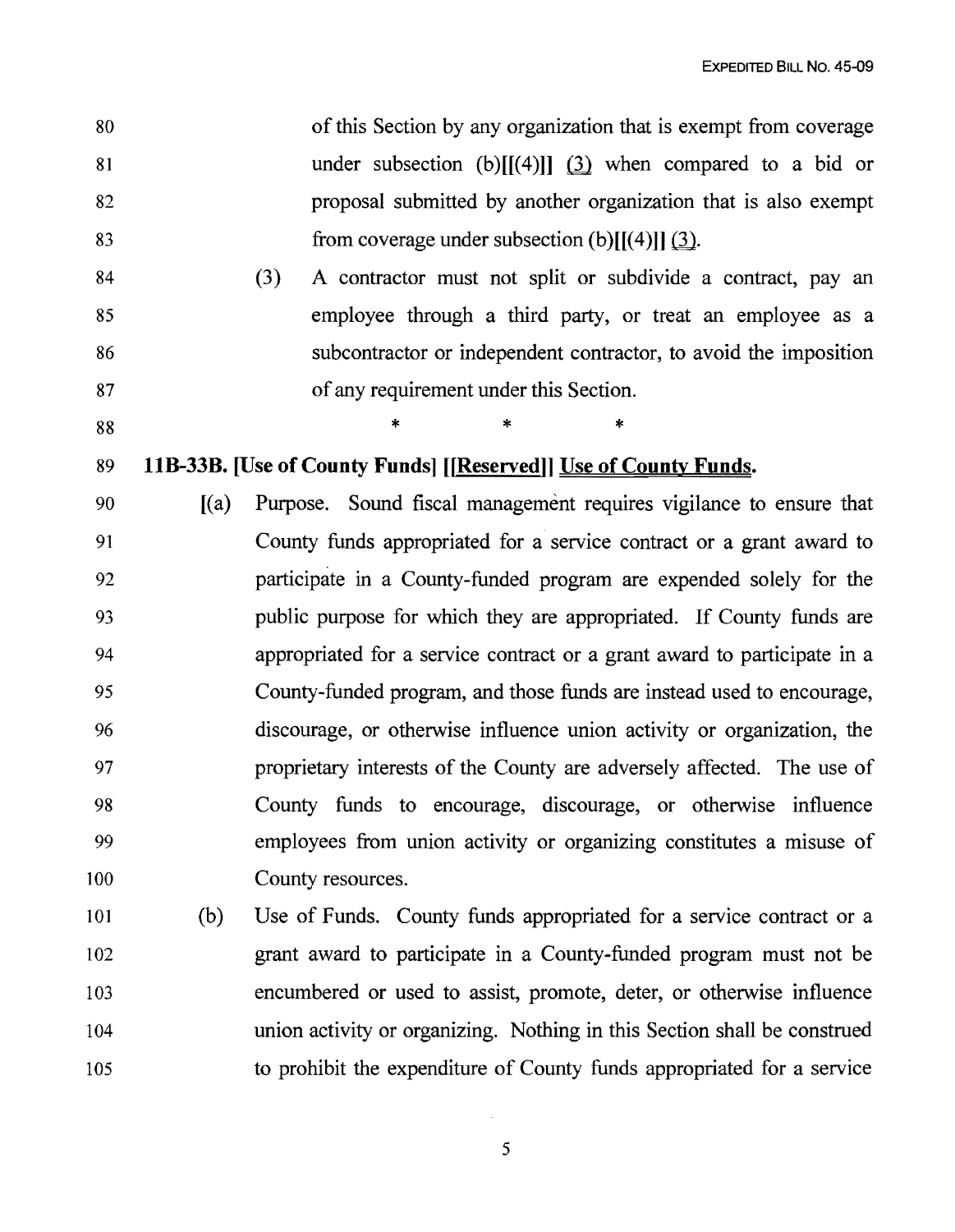of this Section by any organization that is exempt from coverage under subsection (b)[[(4)]] (3) when compared to a bid or proposal submitted by another organization that is also exempt from coverage under subsection (b)[[(4)]] (3).

(3) A contractor must not split or subdivide a contract, pay an employee through a third party, or treat an employee as a subcontractor or independent contractor, to avoid the imposition of any requirement under this Section.

\* \* \*

**11B-33B. [Use of County Funds] [[Reserved]] Use of County Funds.**

[(a) Purpose. Sound fiscal management requires vigilance to ensure that County funds appropriated for a service contract or a grant award to participate in a County-funded program are expended solely for the public purpose for which they are appropriated. If County funds are appropriated for a service contract or a grant award to participate in a County-funded program, and those funds are instead used to encourage, discourage, or otherwise influence union activity or organization, the proprietary interests of the County are adversely affected. The use of County funds to encourage, discourage, or otherwise influence employees from union activity or organizing constitutes a misuse of County resources.

(b) Use of Funds. County funds appropriated for a service contract or a grant award to participate in a County-funded program must not be encumbered or used to assist, promote, deter, or otherwise influence union activity or organizing. Nothing in this Section shall be construed to prohibit the expenditure of County funds appropriated for a service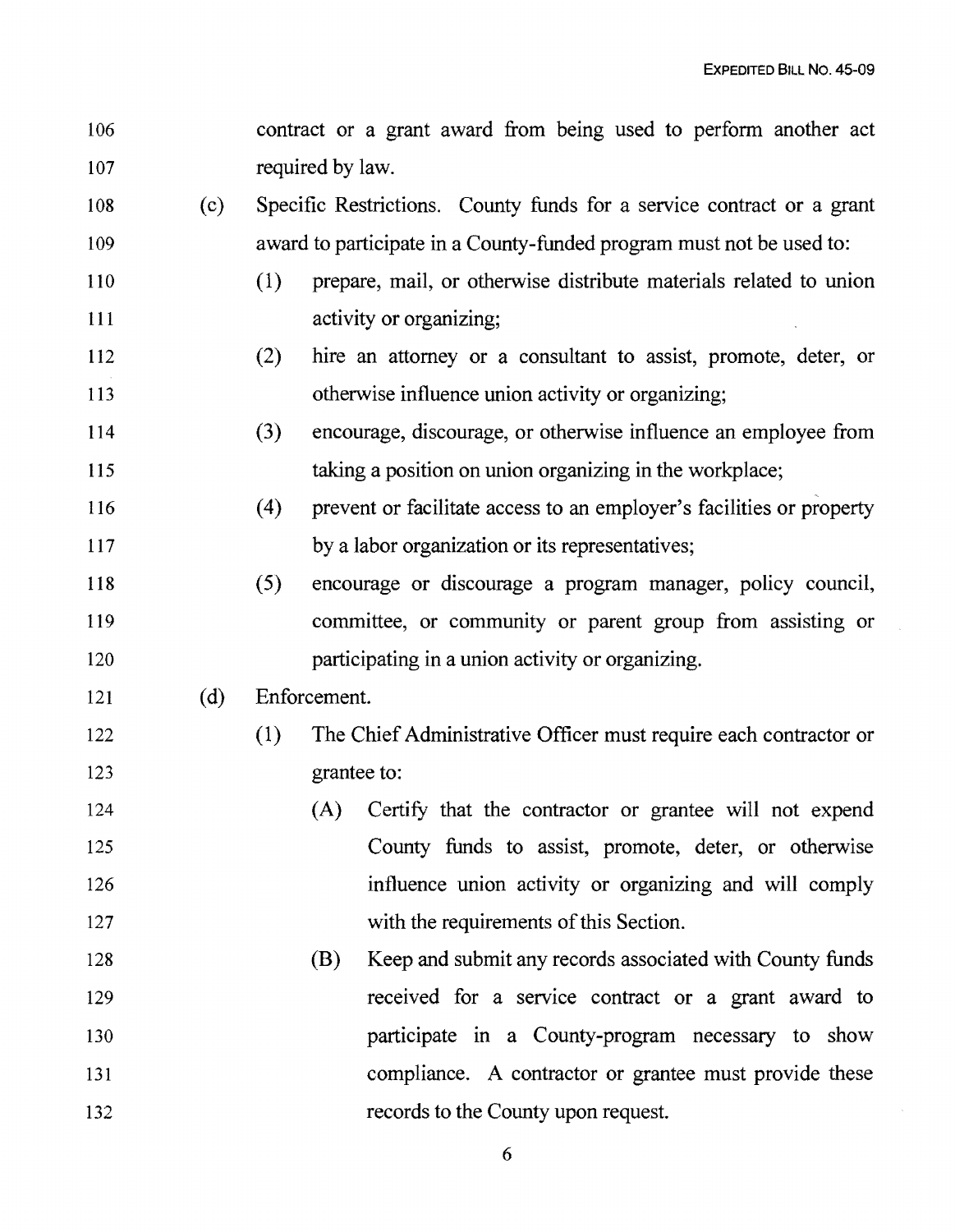contract or a grant award from being used to perform another act required by law.

(c) Specific Restrictions. County funds for a service contract or a grant award to participate in a County-funded program must not be used to:

(1) prepare, mail, or otherwise distribute materials related to union activity or organizing;

(2) hire an attorney or a consultant to assist, promote, deter, or otherwise influence union activity or organizing;

(3) encourage, discourage, or otherwise influence an employee from taking a position on union organizing in the workplace;

(4) prevent or facilitate access to an employer's facilities or property by a labor organization or its representatives;

(5) encourage or discourage a program manager, policy council, committee, or community or parent group from assisting or participating in a union activity or organizing.

(d) Enforcement.

(1) The Chief Administrative Officer must require each contractor or grantee to:

(A) Certify that the contractor or grantee will not expend County funds to assist, promote, deter, or otherwise influence union activity or organizing and will comply with the requirements of this Section.

(B) Keep and submit any records associated with County funds received for a service contract or a grant award to participate in a County-program necessary to show compliance. A contractor or grantee must provide these records to the County upon request.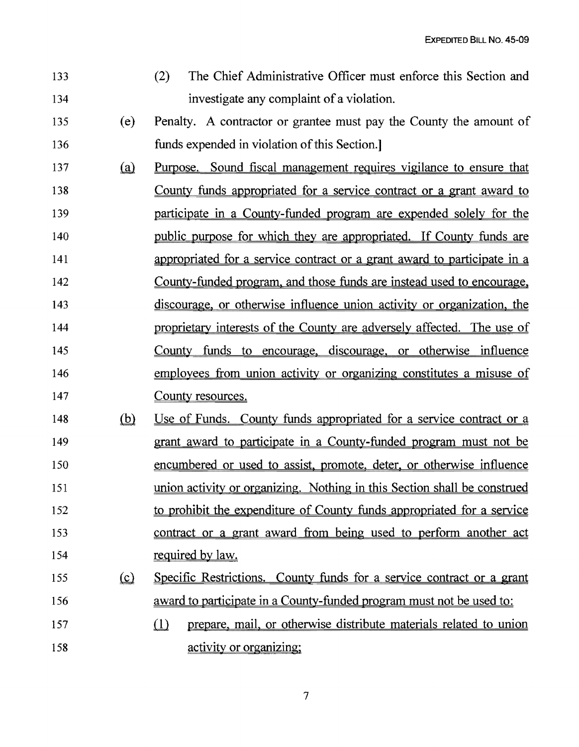133 (2) The Chief Administrative Officer must enforce this Section and
134 investigate any complaint of a violation.

135 (e) Penalty. A contractor or grantee must pay the County the amount of
136 funds expended in violation of this Section.]

137 <u>(a)</u> <u>Purpose. Sound fiscal management requires vigilance to ensure that</u>
138 <u>County funds appropriated for a service contract or a grant award to</u>
139 <u>participate in a County-funded program are expended solely for the</u>
140 <u>public purpose for which they are appropriated. If County funds are</u>
141 <u>appropriated for a service contract or a grant award to participate in a</u>
142 <u>County-funded program, and those funds are instead used to encourage,</u>
143 <u>discourage, or otherwise influence union activity or organization, the</u>
144 <u>proprietary interests of the County are adversely affected. The use of</u>
145 <u>County funds to encourage, discourage, or otherwise influence</u>
146 <u>employees from union activity or organizing constitutes a misuse of</u>
147 <u>County resources.</u>

148 <u>(b)</u> <u>Use of Funds. County funds appropriated for a service contract or a</u>
149 <u>grant award to participate in a County-funded program must not be</u>
150 <u>encumbered or used to assist, promote, deter, or otherwise influence</u>
151 <u>union activity or organizing. Nothing in this Section shall be construed</u>
152 <u>to prohibit the expenditure of County funds appropriated for a service</u>
153 <u>contract or a grant award from being used to perform another act</u>
154 <u>required by law.</u>

155 <u>(c)</u> <u>Specific Restrictions. County funds for a service contract or a grant</u>
156 <u>award to participate in a County-funded program must not be used to:</u>

157 <u>(1)</u> <u>prepare, mail, or otherwise distribute materials related to union</u>
158 <u>activity or organizing;</u>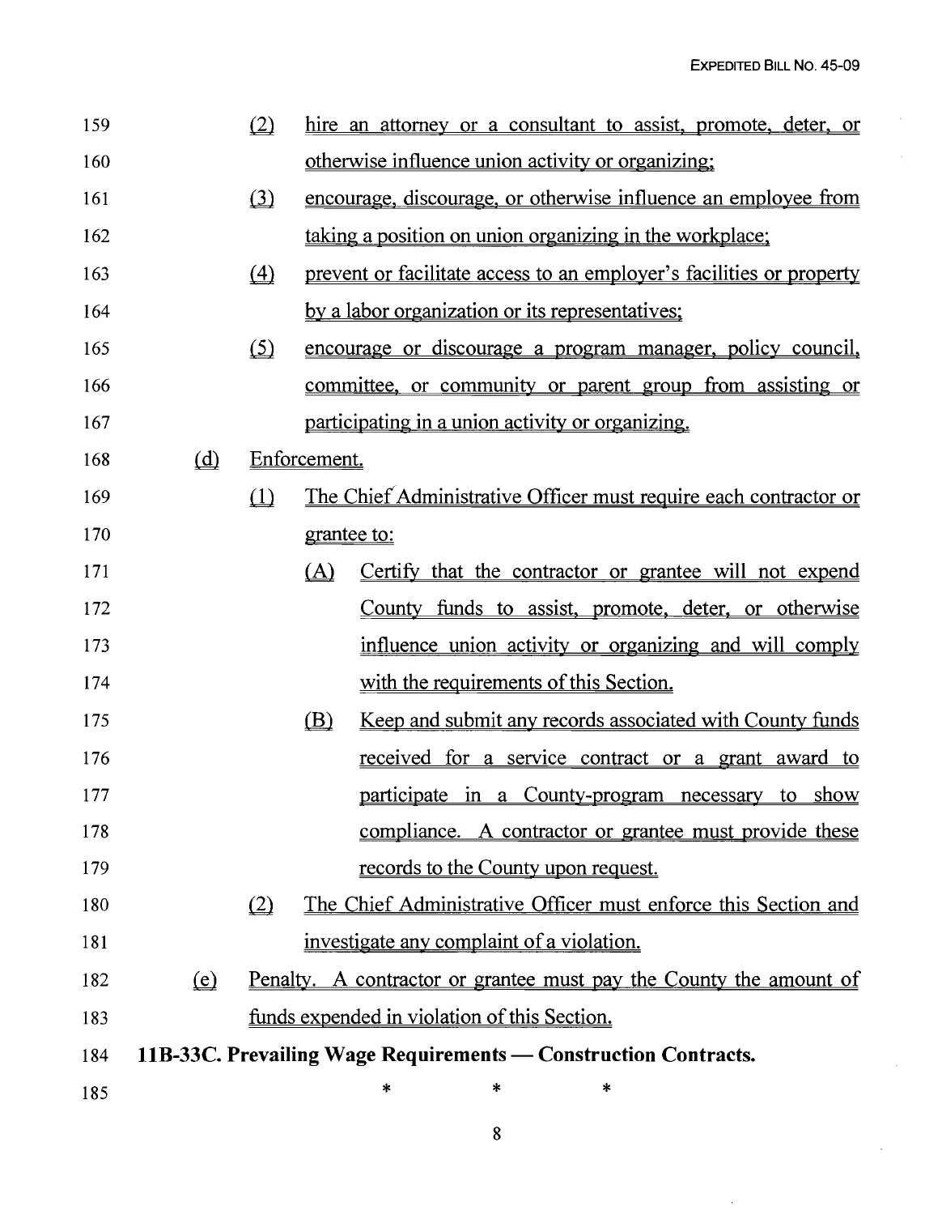(2) hire an attorney or a consultant to assist, promote, deter, or otherwise influence union activity or organizing;

(3) encourage, discourage, or otherwise influence an employee from taking a position on union organizing in the workplace;

(4) prevent or facilitate access to an employer's facilities or property by a labor organization or its representatives;

(5) encourage or discourage a program manager, policy council, committee, or community or parent group from assisting or participating in a union activity or organizing.

(d) Enforcement.

(1) The Chief Administrative Officer must require each contractor or grantee to:

(A) Certify that the contractor or grantee will not expend County funds to assist, promote, deter, or otherwise influence union activity or organizing and will comply with the requirements of this Section.

(B) Keep and submit any records associated with County funds received for a service contract or a grant award to participate in a County-program necessary to show compliance. A contractor or grantee must provide these records to the County upon request.

(2) The Chief Administrative Officer must enforce this Section and investigate any complaint of a violation.

(e) Penalty. A contractor or grantee must pay the County the amount of funds expended in violation of this Section.

**11B-33C. Prevailing Wage Requirements — Construction Contracts.**

\* \* \*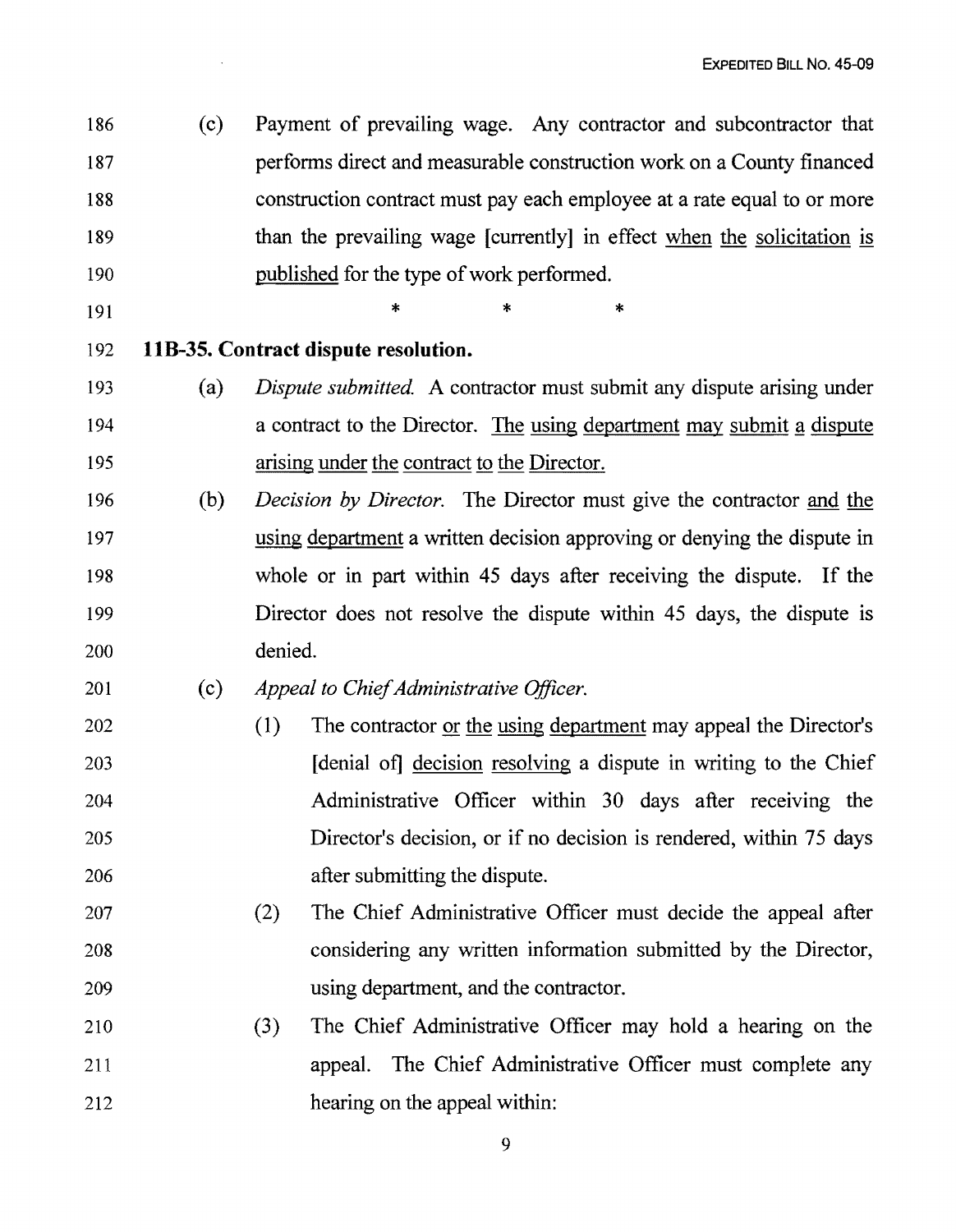(c) Payment of prevailing wage. Any contractor and subcontractor that performs direct and measurable construction work on a County financed construction contract must pay each employee at a rate equal to or more than the prevailing wage [currently] in effect <u>when the solicitation is published</u> for the type of work performed.

\* \* \*

**11B-35. Contract dispute resolution.**

(a) *Dispute submitted.* A contractor must submit any dispute arising under a contract to the Director. <u>The using department may submit a dispute arising under the contract to the Director.</u>

(b) *Decision by Director.* The Director must give the contractor <u>and the using department</u> a written decision approving or denying the dispute in whole or in part within 45 days after receiving the dispute. If the Director does not resolve the dispute within 45 days, the dispute is denied.

(c) *Appeal to Chief Administrative Officer.*

(1) The contractor <u>or the using department</u> may appeal the Director's [denial of] <u>decision resolving</u> a dispute in writing to the Chief Administrative Officer within 30 days after receiving the Director's decision, or if no decision is rendered, within 75 days after submitting the dispute.

(2) The Chief Administrative Officer must decide the appeal after considering any written information submitted by the Director, using department, and the contractor.

(3) The Chief Administrative Officer may hold a hearing on the appeal. The Chief Administrative Officer must complete any hearing on the appeal within: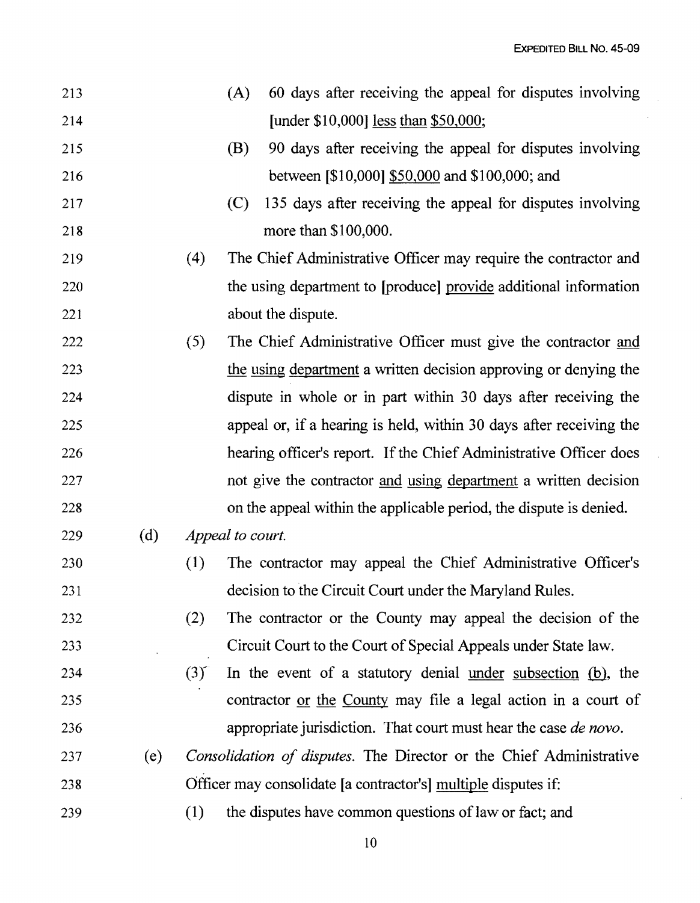(A) 60 days after receiving the appeal for disputes involving [under $10,000] <u>less than $50,000</u>;

(B) 90 days after receiving the appeal for disputes involving between [$10,000] <u>$50,000</u> and $100,000; and

(C) 135 days after receiving the appeal for disputes involving more than $100,000.

(4) The Chief Administrative Officer may require the contractor and the using department to [produce] <u>provide</u> additional information about the dispute.

(5) The Chief Administrative Officer must give the contractor <u>and the using department</u> a written decision approving or denying the dispute in whole or in part within 30 days after receiving the appeal or, if a hearing is held, within 30 days after receiving the hearing officer's report. If the Chief Administrative Officer does not give the contractor <u>and using department</u> a written decision on the appeal within the applicable period, the dispute is denied.

(d) *Appeal to court.*

(1) The contractor may appeal the Chief Administrative Officer's decision to the Circuit Court under the Maryland Rules.

(2) The contractor or the County may appeal the decision of the Circuit Court to the Court of Special Appeals under State law.

(3) In the event of a statutory denial <u>under subsection (b)</u>, the contractor <u>or the County</u> may file a legal action in a court of appropriate jurisdiction. That court must hear the case *de novo*.

(e) *Consolidation of disputes.* The Director or the Chief Administrative Officer may consolidate [a contractor's] <u>multiple</u> disputes if:

(1) the disputes have common questions of law or fact; and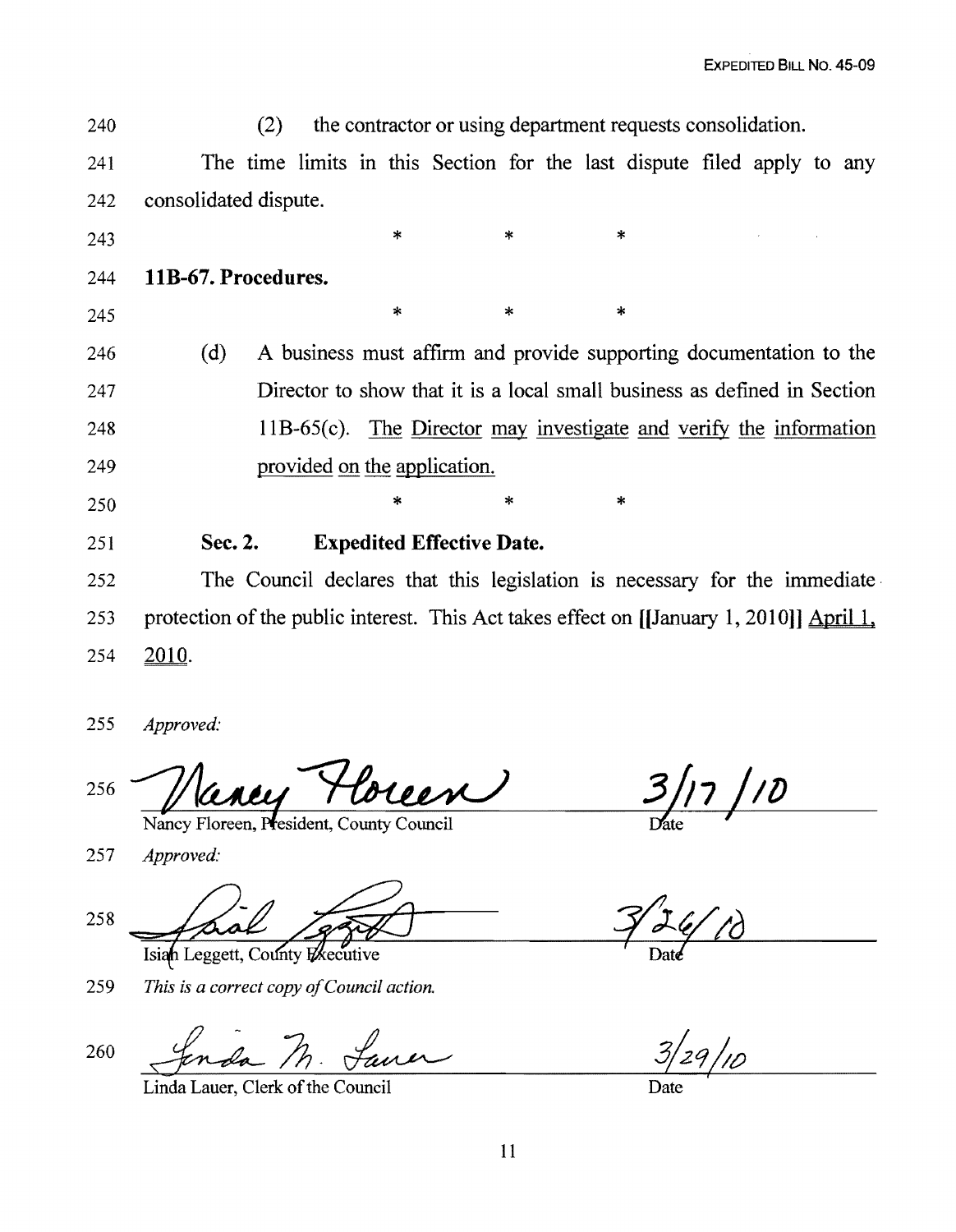(2) the contractor or using department requests consolidation.

The time limits in this Section for the last dispute filed apply to any consolidated dispute.

\* \* \*

**11B-67. Procedures.**

\* \* \*

(d) A business must affirm and provide supporting documentation to the Director to show that it is a local small business as defined in Section 11B-65(c). The Director may investigate and verify the information provided on the application.

\* \* \*

**Sec. 2. Expedited Effective Date.**

The Council declares that this legislation is necessary for the immediate protection of the public interest. This Act takes effect on [[January 1, 2010]] April 1, 2010.

*Approved:*

Nancy Floreen, President, County Council — Date: 3/17/10

*Approved:*

Isiah Leggett, County Executive — Date: 3/26/10

*This is a correct copy of Council action.*

Linda Lauer, Clerk of the Council — Date: 3/29/10